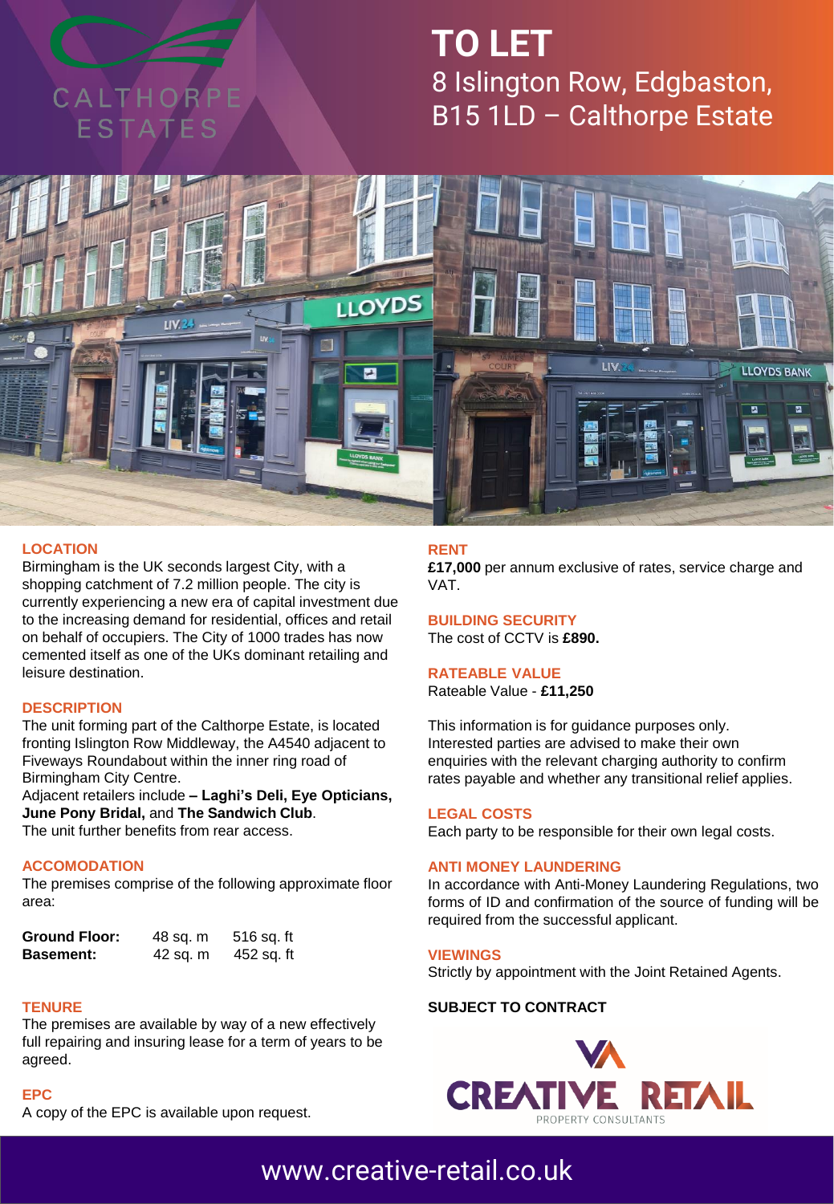CALTHORPE ESTATES

# TO LET

## 8 Islington Row, Edgbaston, B15 1LD – Calthorpe Estate

### LOCATION

Birmingham is the UK seconds largest City, with a shopping catchment of 7.2 million people. The city is currently experiencing a new era of capital investment due to the increasing demand for residential, offices and retail on behalf of occupiers. The City of 1000 trades has now cemented itself as one of the UKs dominant retailing and leisure destination.

### DESCRIPTION

The unit forming part of the Calthorpe Estate, is located fronting Islington Row Middleway, the A4540 adjacent to Fiveways Roundabout within the inner ring road of Birmingham City Centre.

Adjacent retailers include **– Laghi's Deli, Eye Opticians, June Pony Bridal,** and **The Sandwich Club**.

The unit further benefits from rear access.

### ACCOMODATION

The premises comprise of the following approximate floor area:

| | | |
|---|---|---|
| **Ground Floor:** | 48 sq. m | 516 sq. ft |
| **Basement:** | 42 sq. m | 452 sq. ft |

### TENURE

The premises are available by way of a new effectively full repairing and insuring lease for a term of years to be agreed.

### EPC

A copy of the EPC is available upon request.

### RENT

**£17,000** per annum exclusive of rates, service charge and VAT.

### BUILDING SECURITY

The cost of CCTV is **£890.**

### RATEABLE VALUE

Rateable Value - **£11,250**

This information is for guidance purposes only. Interested parties are advised to make their own enquiries with the relevant charging authority to confirm rates payable and whether any transitional relief applies.

### LEGAL COSTS

Each party to be responsible for their own legal costs.

### ANTI MONEY LAUNDERING

In accordance with Anti-Money Laundering Regulations, two forms of ID and confirmation of the source of funding will be required from the successful applicant.

### VIEWINGS

Strictly by appointment with the Joint Retained Agents.

**SUBJECT TO CONTRACT**

CREATIVE RETAIL PROPERTY CONSULTANTS

www.creative-retail.co.uk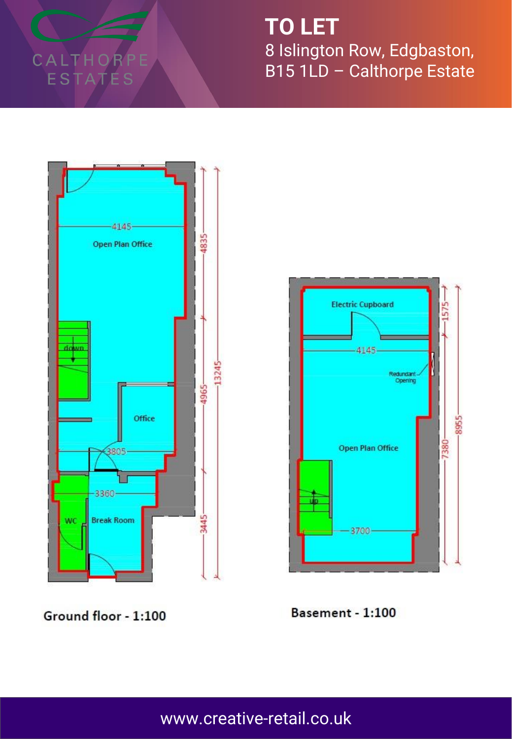# TO LET

8 Islington Row, Edgbaston, B15 1LD – Calthorpe Estate

Open Plan Office

4145

4835

13245

4965

Office

3805

3360

WC

Break Room

3445

Ground floor - 1:100

Electric Cupboard

1575

4145

Redundant Opening

Open Plan Office

7380

8955

3700

Basement - 1:100

www.creative-retail.co.uk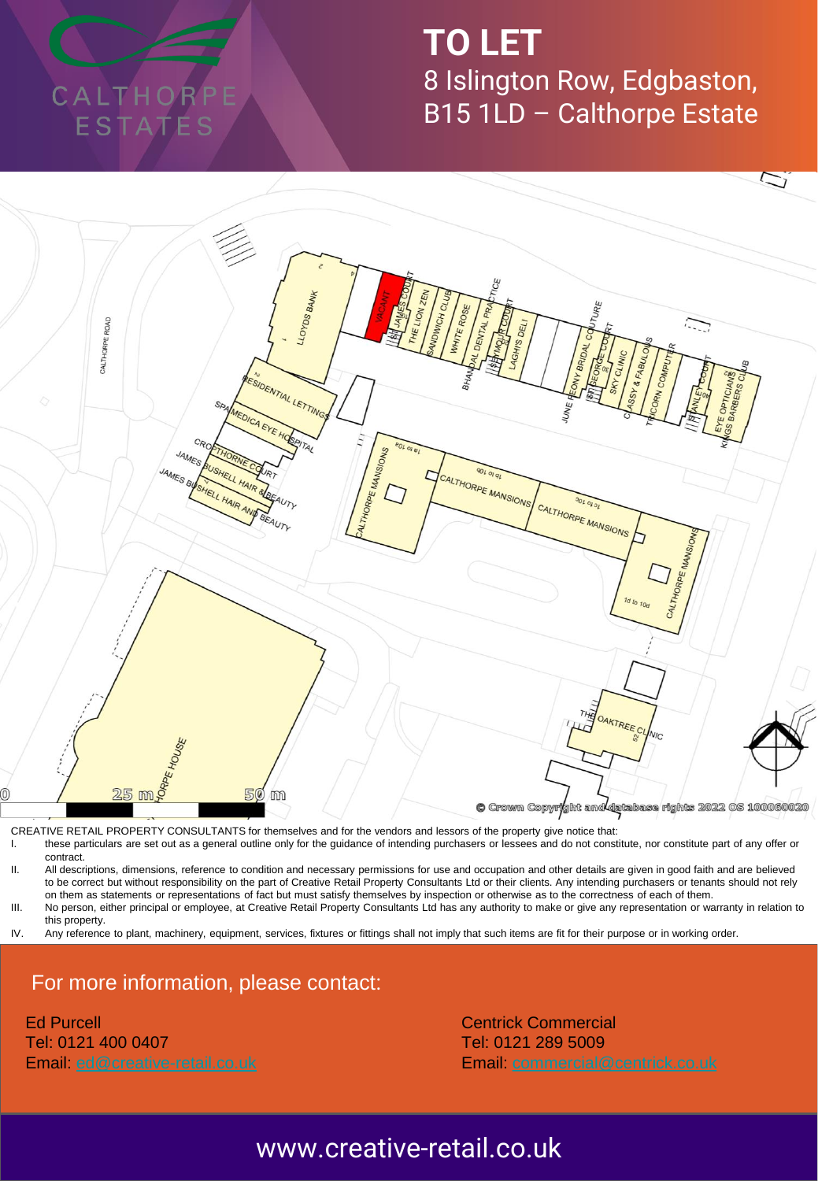# TO LET

## 8 Islington Row, Edgbaston, B15 1LD – Calthorpe Estate

0 25 m 50 m

© Crown Copyright and database rights 2022 OS 100060020

CREATIVE RETAIL PROPERTY CONSULTANTS for themselves and for the vendors and lessors of the property give notice that:

I. these particulars are set out as a general outline only for the guidance of intending purchasers or lessees and do not constitute, nor constitute part of any offer or contract.

II. All descriptions, dimensions, reference to condition and necessary permissions for use and occupation and other details are given in good faith and are believed to be correct but without responsibility on the part of Creative Retail Property Consultants Ltd or their clients. Any intending purchasers or tenants should not rely on them as statements or representations of fact but must satisfy themselves by inspection or otherwise as to the correctness of each of them.

III. No person, either principal or employee, at Creative Retail Property Consultants Ltd has any authority to make or give any representation or warranty in relation to this property.

IV. Any reference to plant, machinery, equipment, services, fixtures or fittings shall not imply that such items are fit for their purpose or in working order.

## For more information, please contact:

Ed Purcell
Tel: 0121 400 0407
Email: ed@creative-retail.co.uk

Centrick Commercial
Tel: 0121 289 5009
Email: commercial@centrick.co.uk

www.creative-retail.co.uk